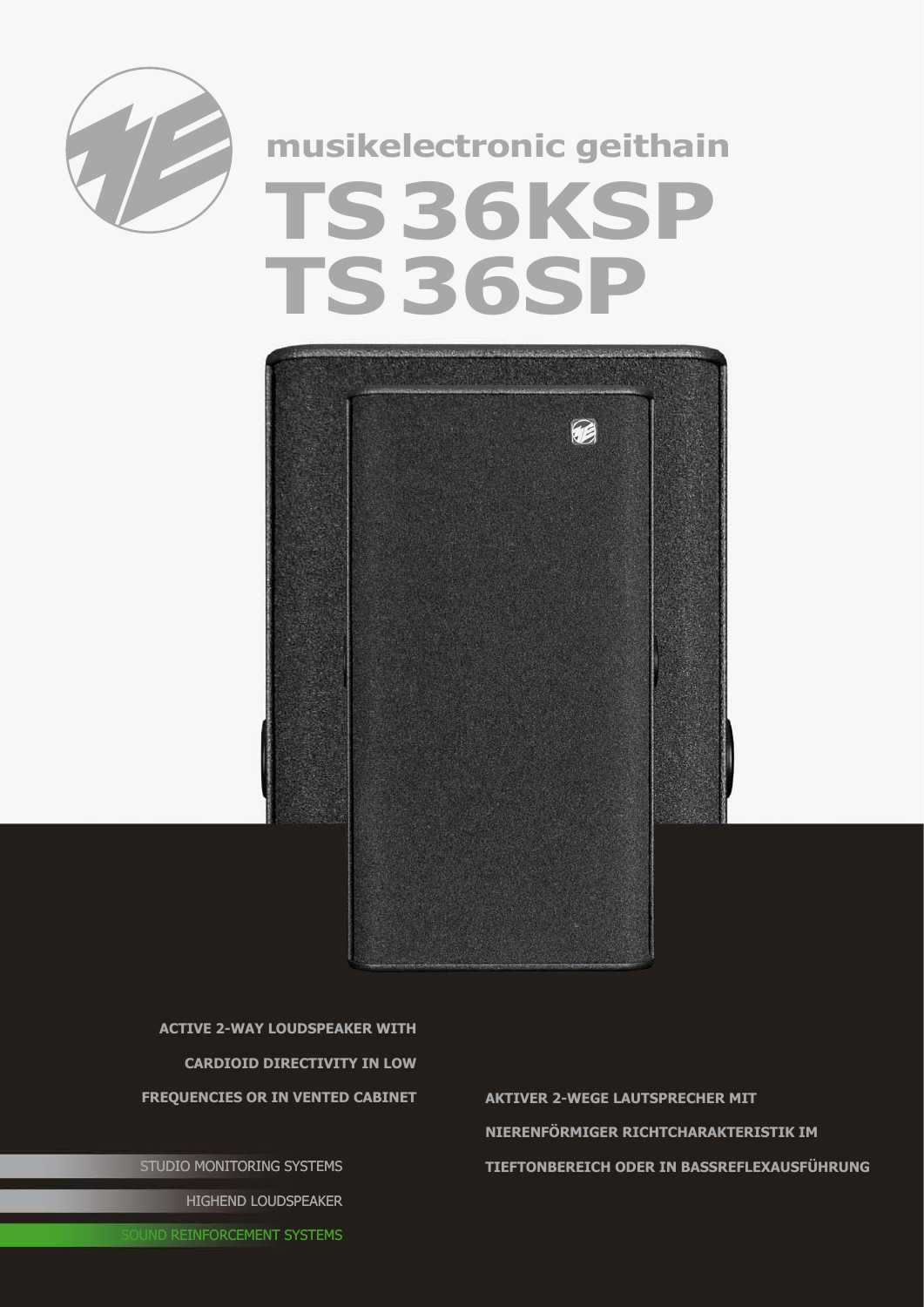musikelectronic geithain

# TS 36KSP
# TS 36SP

**ACTIVE 2-WAY LOUDSPEAKER WITH CARDIOID DIRECTIVITY IN LOW FREQUENCIES OR IN VENTED CABINET**

**AKTIVER 2-WEGE LAUTSPRECHER MIT NIERENFÖRMIGER RICHTCHARAKTERISTIK IM TIEFTONBEREICH ODER IN BASSREFLEXAUSFÜHRUNG**

STUDIO MONITORING SYSTEMS

HIGHEND LOUDSPEAKER

SOUND REINFORCEMENT SYSTEMS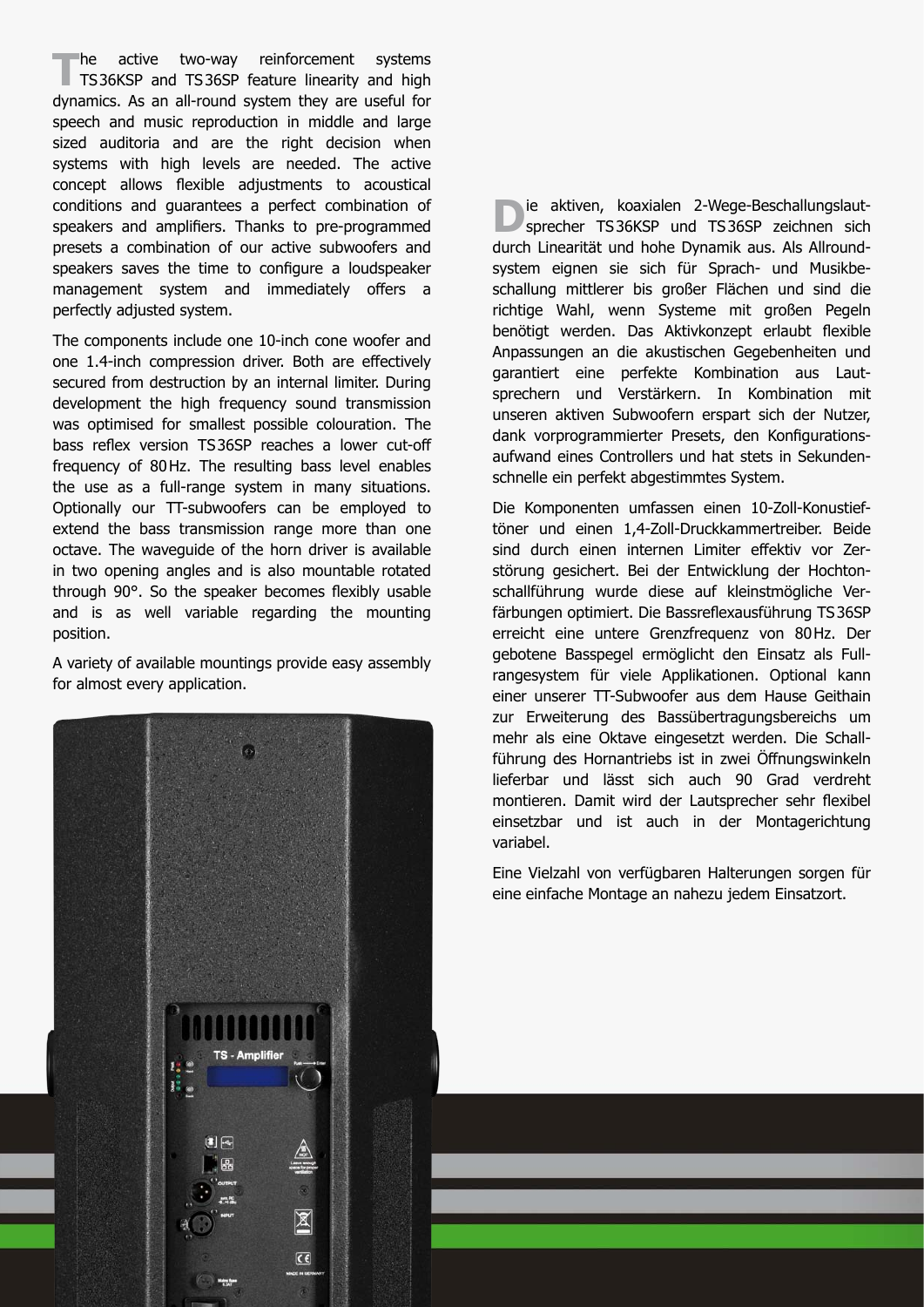The active two-way reinforcement systems TS 36KSP and TS 36SP feature linearity and high dynamics. As an all-round system they are useful for speech and music reproduction in middle and large sized auditoria and are the right decision when systems with high levels are needed. The active concept allows flexible adjustments to acoustical conditions and guarantees a perfect combination of speakers and amplifiers. Thanks to pre-programmed presets a combination of our active subwoofers and speakers saves the time to configure a loudspeaker management system and immediately offers a perfectly adjusted system.

The components include one 10-inch cone woofer and one 1.4-inch compression driver. Both are effectively secured from destruction by an internal limiter. During development the high frequency sound transmission was optimised for smallest possible colouration. The bass reflex version TS 36SP reaches a lower cut-off frequency of 80 Hz. The resulting bass level enables the use as a full-range system in many situations. Optionally our TT-subwoofers can be employed to extend the bass transmission range more than one octave. The waveguide of the horn driver is available in two opening angles and is also mountable rotated through 90°. So the speaker becomes flexibly usable and is as well variable regarding the mounting position.

A variety of available mountings provide easy assembly for almost every application.

Die aktiven, koaxialen 2-Wege-Beschallungslautsprecher TS 36KSP und TS 36SP zeichnen sich durch Linearität und hohe Dynamik aus. Als Allroundsystem eignen sie sich für Sprach- und Musikbeschallung mittlerer bis großer Flächen und sind die richtige Wahl, wenn Systeme mit großen Pegeln benötigt werden. Das Aktivkonzept erlaubt flexible Anpassungen an die akustischen Gegebenheiten und garantiert eine perfekte Kombination aus Lautsprechern und Verstärkern. In Kombination mit unseren aktiven Subwoofern erspart sich der Nutzer, dank vorprogrammierter Presets, den Konfigurationsaufwand eines Controllers und hat stets in Sekundenschnelle ein perfekt abgestimmtes System.

Die Komponenten umfassen einen 10-Zoll-Konustieftöner und einen 1,4-Zoll-Druckkammertreiber. Beide sind durch einen internen Limiter effektiv vor Zerstörung gesichert. Bei der Entwicklung der Hochtonschallführung wurde diese auf kleinstmögliche Verfärbungen optimiert. Die Bassreflexausführung TS 36SP erreicht eine untere Grenzfrequenz von 80 Hz. Der gebotene Basspegel ermöglicht den Einsatz als Fullrangesystem für viele Applikationen. Optional kann einer unserer TT-Subwoofer aus dem Hause Geithain zur Erweiterung des Bassübertragungsbereichs um mehr als eine Oktave eingesetzt werden. Die Schallführung des Hornantriebs ist in zwei Öffnungswinkeln lieferbar und lässt sich auch 90 Grad verdreht montieren. Damit wird der Lautsprecher sehr flexibel einsetzbar und ist auch in der Montagerichtung variabel.

Eine Vielzahl von verfügbaren Halterungen sorgen für eine einfache Montage an nahezu jedem Einsatzort.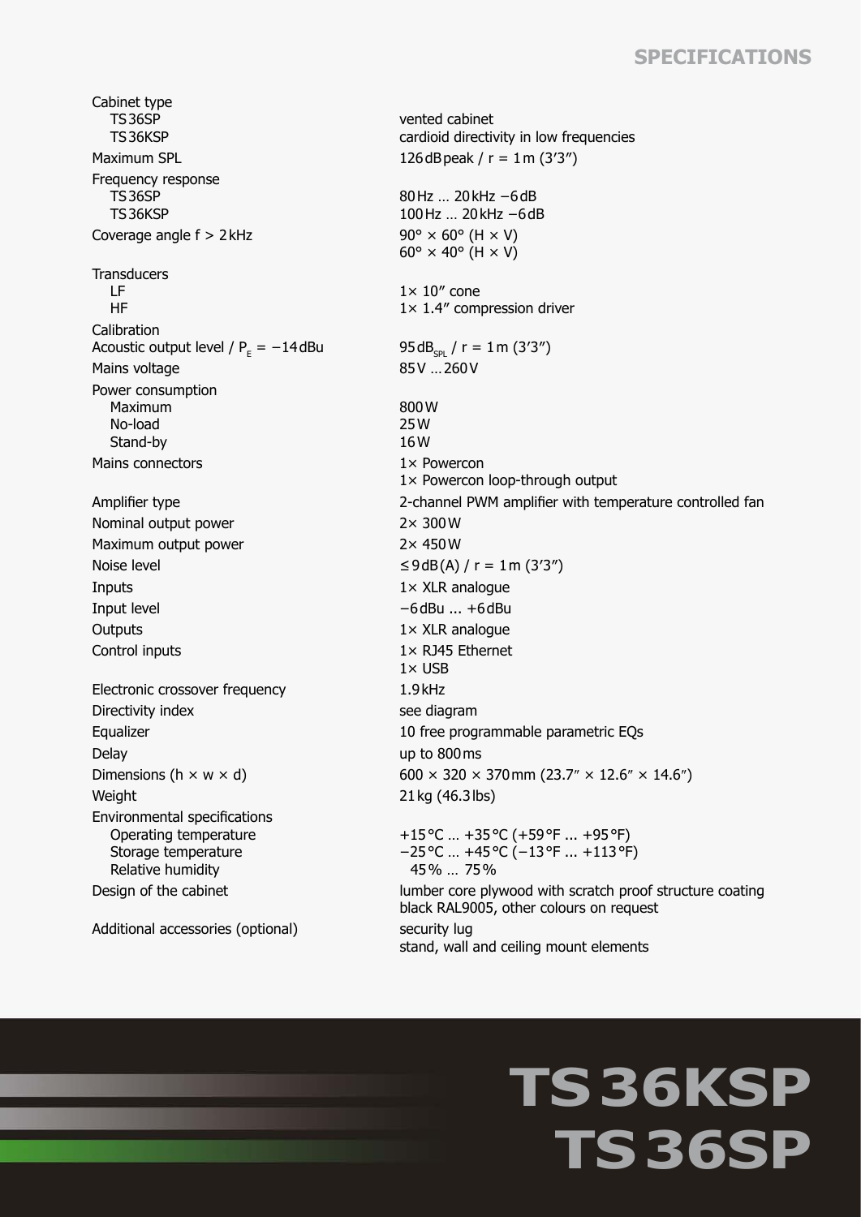# SPECIFICATIONS

| | |
|---|---|
| Cabinet type | |
| TS 36SP | vented cabinet |
| TS 36KSP | cardioid directivity in low frequencies |
| Maximum SPL | 126 dB peak / r = 1 m (3’3”) |
| Frequency response | |
| TS 36SP | 80 Hz … 20 kHz −6 dB |
| TS 36KSP | 100 Hz … 20 kHz −6 dB |
| Coverage angle f > 2 kHz | 90° × 60° (H × V)<br>60° × 40° (H × V) |
| Transducers | |
| LF | 1× 10” cone |
| HF | 1× 1.4” compression driver |
| Calibration | |
| Acoustic output level / $P_E$ = −14 dBu | 95 $dB_{SPL}$ / r = 1 m (3’3”) |
| Mains voltage | 85 V … 260 V |
| Power consumption | |
| Maximum | 800 W |
| No-load | 25 W |
| Stand-by | 16 W |
| Mains connectors | 1× Powercon<br>1× Powercon loop-through output |
| Amplifier type | 2-channel PWM amplifier with temperature controlled fan |
| Nominal output power | 2× 300 W |
| Maximum output power | 2× 450 W |
| Noise level | ≤ 9 dB(A) / r = 1 m (3’3”) |
| Inputs | 1× XLR analogue |
| Input level | −6 dBu ... +6 dBu |
| Outputs | 1× XLR analogue |
| Control inputs | 1× RJ45 Ethernet<br>1× USB |
| Electronic crossover frequency | 1.9 kHz |
| Directivity index | see diagram |
| Equalizer | 10 free programmable parametric EQs |
| Delay | up to 800 ms |
| Dimensions (h × w × d) | 600 × 320 × 370 mm (23.7″ × 12.6″ × 14.6″) |
| Weight | 21 kg (46.3 lbs) |
| Environmental specifications | |
| Operating temperature | +15 °C … +35 °C (+59 °F ... +95 °F) |
| Storage temperature | −25 °C … +45 °C (−13 °F ... +113 °F) |
| Relative humidity | 45 % … 75 % |
| Design of the cabinet | lumber core plywood with scratch proof structure coating<br>black RAL9005, other colours on request |
| Additional accessories (optional) | security lug<br>stand, wall and ceiling mount elements |

# TS 36KSP
# TS 36SP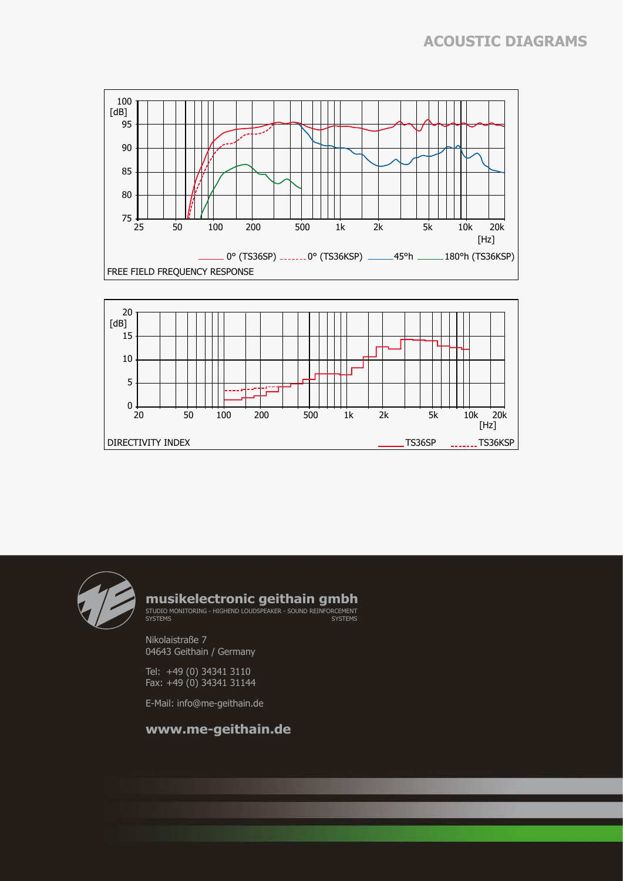# ACOUSTIC DIAGRAMS

100
[dB]
95
90
85
80
75
25
50
100
200
500
1k
2k
5k
10k
20k
[Hz]

0° (TS36SP) 0° (TS36KSP) 45°h 180°h (TS36KSP)

FREE FIELD FREQUENCY RESPONSE

20
[dB]
15
10
5
0
20
50
100
200
500
1k
2k
5k
10k
20k
[Hz]

DIRECTIVITY INDEX

TS36SP TS36KSP

**musikelectronic geithain gmbh**

STUDIO MONITORING - HIGHEND LOUDSPEAKER - SOUND REINFORCEMENT SYSTEMS

Nikolaistraße 7
04643 Geithain / Germany

Tel: +49 (0) 34341 3110
Fax: +49 (0) 34341 31144

E-Mail: info@me-geithain.de

**www.me-geithain.de**